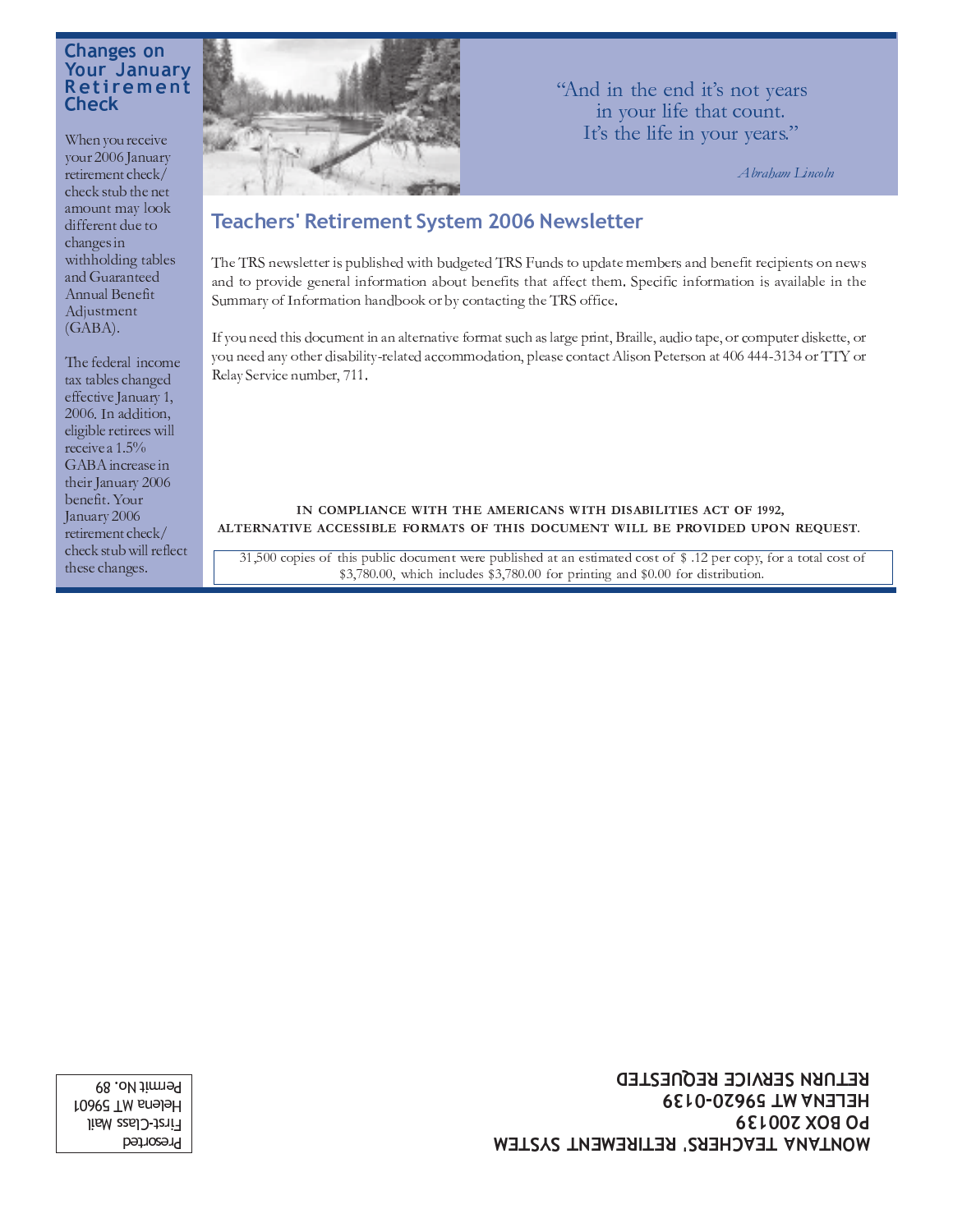## Changes on Your January Retirement Check

When you receive your 2006 January retirement check/ check stub the net amount may look different due to changes in withholding tables and Guaranteed Annual Benefit Adjustment (GABA).

The federal income tax tables changed effective January 1, 2006. In addition, eligible retirees will receive a 1.5% GABA increase in their January 2006 benefit. Your January 2006 retirement check/ check stub will reflect these changes.

> "And in the end it's not years in your life that count. It's the life in your years."
>
> *Abraham Lincoln*

# Teachers' Retirement System 2006 Newsletter

The TRS newsletter is published with budgeted TRS Funds to update members and benefit recipients on news and to provide general information about benefits that affect them. Specific information is available in the Summary of Information handbook or by contacting the TRS office.

If you need this document in an alternative format such as large print, Braille, audio tape, or computer diskette, or you need any other disability-related accommodation, please contact Alison Peterson at 406 444-3134 or TTY or Relay Service number, 711.

**IN COMPLIANCE WITH THE AMERICANS WITH DISABILITIES ACT OF 1992, ALTERNATIVE ACCESSIBLE FORMATS OF THIS DOCUMENT WILL BE PROVIDED UPON REQUEST.**

31,500 copies of this public document were published at an estimated cost of $ .12 per copy, for a total cost of $3,780.00, which includes $3,780.00 for printing and $0.00 for distribution.

**MONTANA TEACHERS' RETIREMENT SYSTEM**
**PO BOX 200139**
**HELENA MT 59620-0139**
**RETURN SERVICE REQUESTED**

Presorted
First-Class Mail
Helena MT 59601
Permit No. 89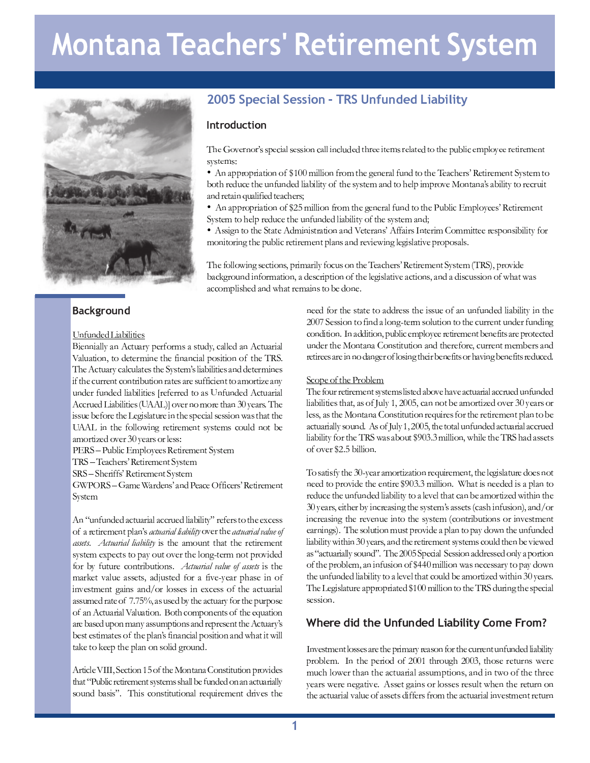# Montana Teachers' Retirement System

## 2005 Special Session - TRS Unfunded Liability

### Introduction

The Governor's special session call included three items related to the public employee retirement systems:

- An appropriation of $100 million from the general fund to the Teachers' Retirement System to both reduce the unfunded liability of the system and to help improve Montana's ability to recruit and retain qualified teachers;
- An appropriation of $25 million from the general fund to the Public Employees' Retirement System to help reduce the unfunded liability of the system and;
- Assign to the State Administration and Veterans' Affairs Interim Committee responsibility for monitoring the public retirement plans and reviewing legislative proposals.

The following sections, primarily focus on the Teachers' Retirement System (TRS), provide background information, a description of the legislative actions, and a discussion of what was accomplished and what remains to be done.

### Background

Unfunded Liabilities

Biennially an Actuary performs a study, called an Actuarial Valuation, to determine the financial position of the TRS. The Actuary calculates the System's liabilities and determines if the current contribution rates are sufficient to amortize any under funded liabilities [referred to as Unfunded Actuarial Accrued Liabilities (UAAL)] over no more than 30 years. The issue before the Legislature in the special session was that the UAAL in the following retirement systems could not be amortized over 30 years or less:

PERS – Public Employees Retirement System
TRS – Teachers' Retirement System
SRS – Sheriffs' Retirement System
GWPORS – Game Wardens' and Peace Officers' Retirement System

An "unfunded actuarial accrued liability" refers to the excess of a retirement plan's *actuarial liability* over the *actuarial value of assets*. *Actuarial liability* is the amount that the retirement system expects to pay out over the long-term not provided for by future contributions. *Actuarial value of assets* is the market value assets, adjusted for a five-year phase in of investment gains and/or losses in excess of the actuarial assumed rate of 7.75%, as used by the actuary for the purpose of an Actuarial Valuation. Both components of the equation are based upon many assumptions and represent the Actuary's best estimates of the plan's financial position and what it will take to keep the plan on solid ground.

Article VIII, Section 15 of the Montana Constitution provides that "Public retirement systems shall be funded on an actuarially sound basis". This constitutional requirement drives the need for the state to address the issue of an unfunded liability in the 2007 Session to find a long-term solution to the current under funding condition. In addition, public employee retirement benefits are protected under the Montana Constitution and therefore, current members and retirees are in no danger of losing their benefits or having benefits reduced.

Scope of the Problem

The four retirement systems listed above have actuarial accrued unfunded liabilities that, as of July 1, 2005, can not be amortized over 30 years or less, as the Montana Constitution requires for the retirement plan to be actuarially sound. As of July 1, 2005, the total unfunded actuarial accrued liability for the TRS was about $903.3 million, while the TRS had assets of over $2.5 billion.

To satisfy the 30-year amortization requirement, the legislature does not need to provide the entire $903.3 million. What is needed is a plan to reduce the unfunded liability to a level that can be amortized within the 30 years, either by increasing the system's assets (cash infusion), and/or increasing the revenue into the system (contributions or investment earnings). The solution must provide a plan to pay down the unfunded liability within 30 years, and the retirement systems could then be viewed as "actuarially sound". The 2005 Special Session addressed only a portion of the problem, an infusion of $440 million was necessary to pay down the unfunded liability to a level that could be amortized within 30 years. The Legislature appropriated $100 million to the TRS during the special session.

### Where did the Unfunded Liability Come From?

Investment losses are the primary reason for the current unfunded liability problem. In the period of 2001 through 2003, those returns were much lower than the actuarial assumptions, and in two of the three years were negative. Asset gains or losses result when the return on the actuarial value of assets differs from the actuarial investment return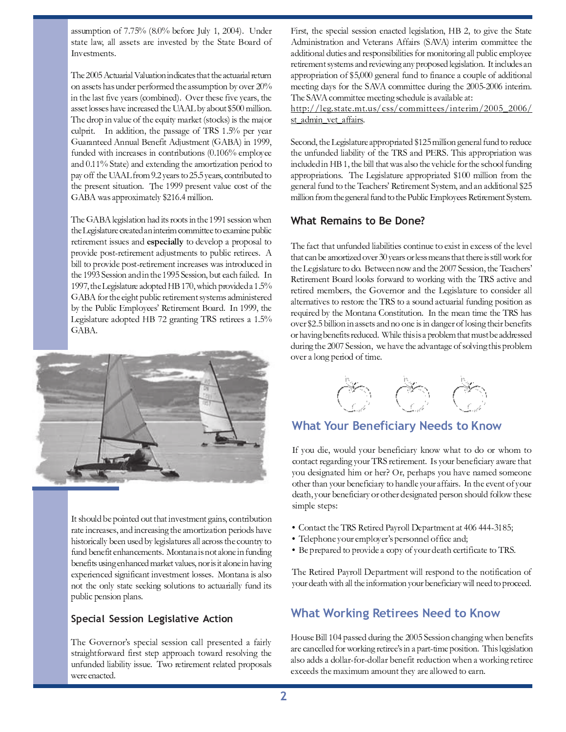assumption of 7.75% (8.0% before July 1, 2004). Under state law, all assets are invested by the State Board of Investments.

The 2005 Actuarial Valuation indicates that the actuarial return on assets has under performed the assumption by over 20% in the last five years (combined). Over these five years, the asset losses have increased the UAAL by about $500 million. The drop in value of the equity market (stocks) is the major culprit. In addition, the passage of TRS 1.5% per year Guaranteed Annual Benefit Adjustment (GABA) in 1999, funded with increases in contributions (0.106% employee and 0.11% State) and extending the amortization period to pay off the UAAL from 9.2 years to 25.5 years, contributed to the present situation. The 1999 present value cost of the GABA was approximately $216.4 million.

The GABA legislation had its roots in the 1991 session when the Legislature created an interim committee to examine public retirement issues and **especially** to develop a proposal to provide post-retirement adjustments to public retirees. A bill to provide post-retirement increases was introduced in the 1993 Session and in the 1995 Session, but each failed. In 1997, the Legislature adopted HB 170, which provided a 1.5% GABA for the eight public retirement systems administered by the Public Employees' Retirement Board. In 1999, the Legislature adopted HB 72 granting TRS retirees a 1.5% GABA.

It should be pointed out that investment gains, contribution rate increases, and increasing the amortization periods have historically been used by legislatures all across the country to fund benefit enhancements. Montana is not alone in funding benefits using enhanced market values, nor is it alone in having experienced significant investment losses. Montana is also not the only state seeking solutions to actuarially fund its public pension plans.

### Special Session Legislative Action

The Governor's special session call presented a fairly straightforward first step approach toward resolving the unfunded liability issue. Two retirement related proposals were enacted.

First, the special session enacted legislation, HB 2, to give the State Administration and Veterans Affairs (SAVA) interim committee the additional duties and responsibilities for monitoring all public employee retirement systems and reviewing any proposed legislation. It includes an appropriation of $5,000 general fund to finance a couple of additional meeting days for the SAVA committee during the 2005-2006 interim. The SAVA committee meeting schedule is available at: http://leg.state.mt.us/css/committees/interim/2005_2006/st_admin_vet_affairs.

Second, the Legislature appropriated $125 million general fund to reduce the unfunded liability of the TRS and PERS. This appropriation was included in HB 1, the bill that was also the vehicle for the school funding appropriations. The Legislature appropriated $100 million from the general fund to the Teachers' Retirement System, and an additional $25 million from the general fund to the Public Employees Retirement System.

### What Remains to Be Done?

The fact that unfunded liabilities continue to exist in excess of the level that can be amortized over 30 years or less means that there is still work for the Legislature to do. Between now and the 2007 Session, the Teachers' Retirement Board looks forward to working with the TRS active and retired members, the Governor and the Legislature to consider all alternatives to restore the TRS to a sound actuarial funding position as required by the Montana Constitution. In the mean time the TRS has over $2.5 billion in assets and no one is in danger of losing their benefits or having benefits reduced. While this is a problem that must be addressed during the 2007 Session, we have the advantage of solving this problem over a long period of time.

## What Your Beneficiary Needs to Know

If you die, would your beneficiary know what to do or whom to contact regarding your TRS retirement. Is your beneficiary aware that you designated him or her? Or, perhaps you have named someone other than your beneficiary to handle your affairs. In the event of your death, your beneficiary or other designated person should follow these simple steps:

- Contact the TRS Retired Payroll Department at 406 444-3185;
- Telephone your employer's personnel office and;
- Be prepared to provide a copy of your death certificate to TRS.

The Retired Payroll Department will respond to the notification of your death with all the information your beneficiary will need to proceed.

## What Working Retirees Need to Know

House Bill 104 passed during the 2005 Session changing when benefits are cancelled for working retiree's in a part-time position. This legislation also adds a dollar-for-dollar benefit reduction when a working retiree exceeds the maximum amount they are allowed to earn.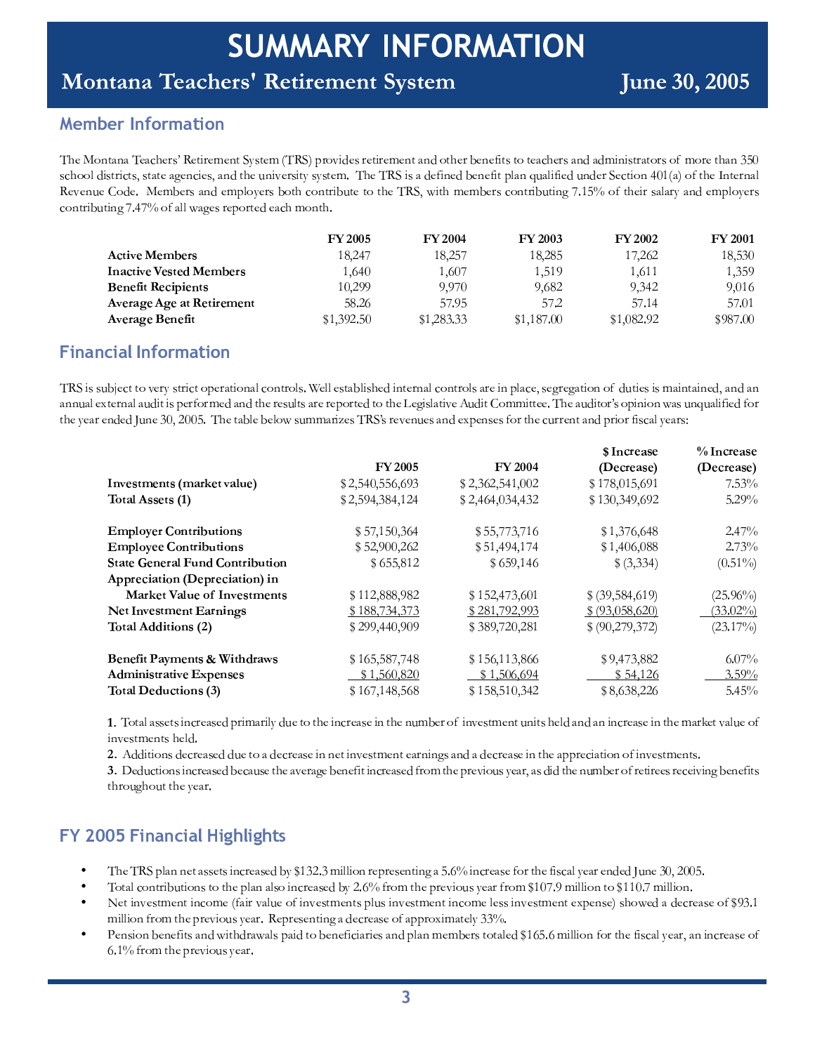# SUMMARY INFORMATION

## Montana Teachers' Retirement System — June 30, 2005

### Member Information

The Montana Teachers' Retirement System (TRS) provides retirement and other benefits to teachers and administrators of more than 350 school districts, state agencies, and the university system. The TRS is a defined benefit plan qualified under Section 401(a) of the Internal Revenue Code. Members and employers both contribute to the TRS, with members contributing 7.15% of their salary and employers contributing 7.47% of all wages reported each month.

| | FY 2005 | FY 2004 | FY 2003 | FY 2002 | FY 2001 |
|---|---|---|---|---|---|
| **Active Members** | 18,247 | 18,257 | 18,285 | 17,262 | 18,530 |
| **Inactive Vested Members** | 1,640 | 1,607 | 1,519 | 1,611 | 1,359 |
| **Benefit Recipients** | 10,299 | 9,970 | 9,682 | 9,342 | 9,016 |
| **Average Age at Retirement** | 58.26 | 57.95 | 57.2 | 57.14 | 57.01 |
| **Average Benefit** | $1,392.50 | $1,283.33 | $1,187.00 | $1,082.92 | $987.00 |

### Financial Information

TRS is subject to very strict operational controls. Well established internal controls are in place, segregation of duties is maintained, and an annual external audit is performed and the results are reported to the Legislative Audit Committee. The auditor's opinion was unqualified for the year ended June 30, 2005. The table below summarizes TRS's revenues and expenses for the current and prior fiscal years:

| | FY 2005 | FY 2004 | $ Increase (Decrease) | % Increase (Decrease) |
|---|---|---|---|---|
| **Investments (market value)** | $ 2,540,556,693 | $ 2,362,541,002 | $ 178,015,691 | 7.53% |
| **Total Assets (1)** | $ 2,594,384,124 | $ 2,464,034,432 | $ 130,349,692 | 5.29% |
| | | | | |
| **Employer Contributions** | $ 57,150,364 | $ 55,773,716 | $ 1,376,648 | 2.47% |
| **Employee Contributions** | $ 52,900,262 | $ 51,494,174 | $ 1,406,088 | 2.73% |
| **State General Fund Contribution** | $ 655,812 | $ 659,146 | $ (3,334) | (0.51%) |
| **Appreciation (Depreciation) in Market Value of Investments** | $ 112,888,982 | $ 152,473,601 | $ (39,584,619) | (25.96%) |
| **Net Investment Earnings** | $ 188,734,373 | $ 281,792,993 | $ (93,058,620) | (33.02%) |
| **Total Additions (2)** | $ 299,440,909 | $ 389,720,281 | $ (90,279,372) | (23.17%) |
| | | | | |
| **Benefit Payments & Withdraws** | $ 165,587,748 | $ 156,113,866 | $ 9,473,882 | 6.07% |
| **Administrative Expenses** | $ 1,560,820 | $ 1,506,694 | $ 54,126 | 3.59% |
| **Total Deductions (3)** | $ 167,148,568 | $ 158,510,342 | $ 8,638,226 | 5.45% |

**1.** Total assets increased primarily due to the increase in the number of investment units held and an increase in the market value of investments held.

**2.** Additions decreased due to a decrease in net investment earnings and a decrease in the appreciation of investments.

**3.** Deductions increased because the average benefit increased from the previous year, as did the number of retirees receiving benefits throughout the year.

### FY 2005 Financial Highlights

- The TRS plan net assets increased by $132.3 million representing a 5.6% increase for the fiscal year ended June 30, 2005.
- Total contributions to the plan also increased by 2.6% from the previous year from $107.9 million to $110.7 million.
- Net investment income (fair value of investments plus investment income less investment expense) showed a decrease of $93.1 million from the previous year. Representing a decrease of approximately 33%.
- Pension benefits and withdrawals paid to beneficiaries and plan members totaled $165.6 million for the fiscal year, an increase of 6.1% from the previous year.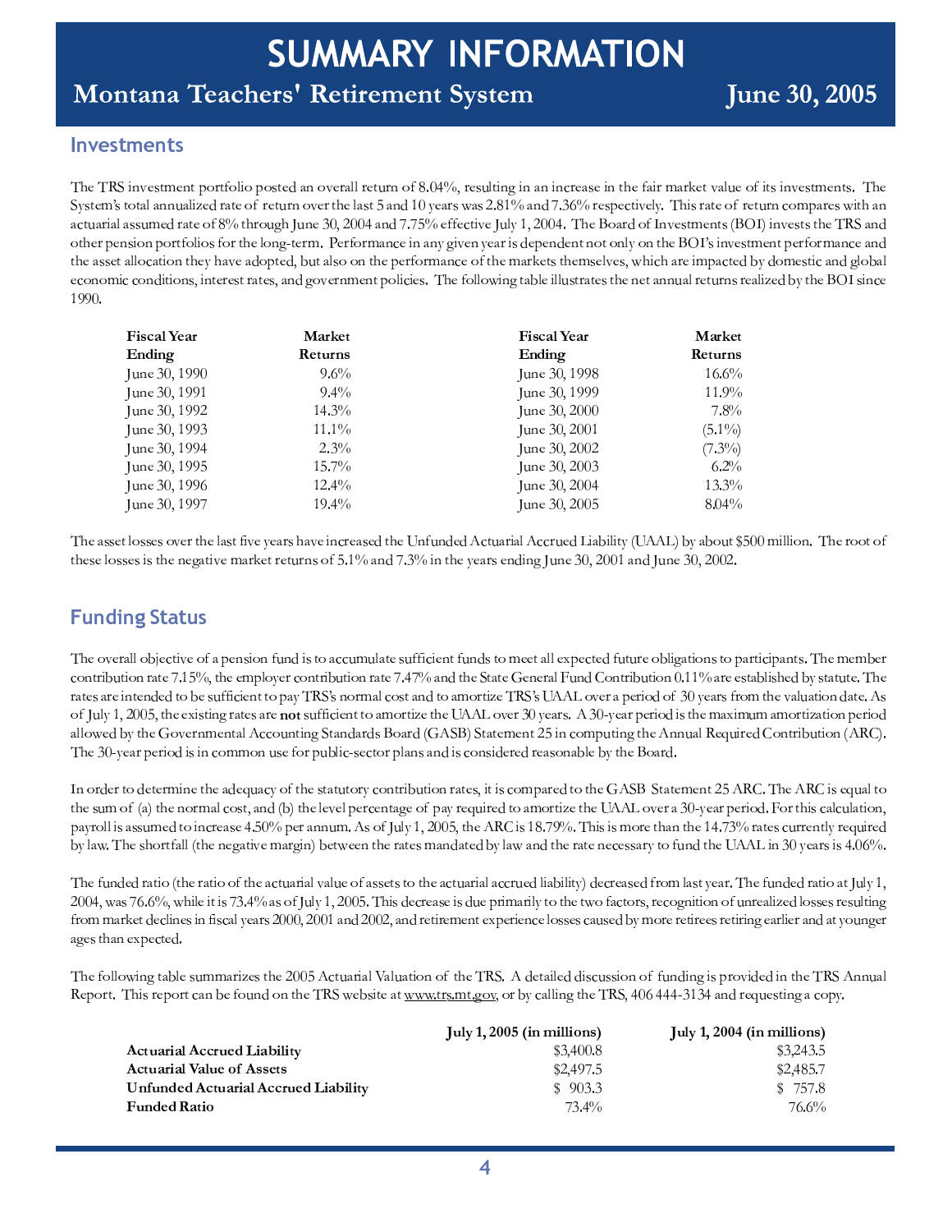# SUMMARY INFORMATION

## Montana Teachers' Retirement System — June 30, 2005

### Investments

The TRS investment portfolio posted an overall return of 8.04%, resulting in an increase in the fair market value of its investments. The System's total annualized rate of return over the last 5 and 10 years was 2.81% and 7.36% respectively. This rate of return compares with an actuarial assumed rate of 8% through June 30, 2004 and 7.75% effective July 1, 2004. The Board of Investments (BOI) invests the TRS and other pension portfolios for the long-term. Performance in any given year is dependent not only on the BOI's investment performance and the asset allocation they have adopted, but also on the performance of the markets themselves, which are impacted by domestic and global economic conditions, interest rates, and government policies. The following table illustrates the net annual returns realized by the BOI since 1990.

| Fiscal Year Ending | Market Returns | Fiscal Year Ending | Market Returns |
|---|---|---|---|
| June 30, 1990 | 9.6% | June 30, 1998 | 16.6% |
| June 30, 1991 | 9.4% | June 30, 1999 | 11.9% |
| June 30, 1992 | 14.3% | June 30, 2000 | 7.8% |
| June 30, 1993 | 11.1% | June 30, 2001 | (5.1%) |
| June 30, 1994 | 2.3% | June 30, 2002 | (7.3%) |
| June 30, 1995 | 15.7% | June 30, 2003 | 6.2% |
| June 30, 1996 | 12.4% | June 30, 2004 | 13.3% |
| June 30, 1997 | 19.4% | June 30, 2005 | 8.04% |

The asset losses over the last five years have increased the Unfunded Actuarial Accrued Liability (UAAL) by about $500 million. The root of these losses is the negative market returns of 5.1% and 7.3% in the years ending June 30, 2001 and June 30, 2002.

### Funding Status

The overall objective of a pension fund is to accumulate sufficient funds to meet all expected future obligations to participants. The member contribution rate 7.15%, the employer contribution rate 7.47% and the State General Fund Contribution 0.11% are established by statute. The rates are intended to be sufficient to pay TRS's normal cost and to amortize TRS's UAAL over a period of 30 years from the valuation date. As of July 1, 2005, the existing rates are **not** sufficient to amortize the UAAL over 30 years. A 30-year period is the maximum amortization period allowed by the Governmental Accounting Standards Board (GASB) Statement 25 in computing the Annual Required Contribution (ARC). The 30-year period is in common use for public-sector plans and is considered reasonable by the Board.

In order to determine the adequacy of the statutory contribution rates, it is compared to the GASB Statement 25 ARC. The ARC is equal to the sum of (a) the normal cost, and (b) the level percentage of pay required to amortize the UAAL over a 30-year period. For this calculation, payroll is assumed to increase 4.50% per annum. As of July 1, 2005, the ARC is 18.79%. This is more than the 14.73% rates currently required by law. The shortfall (the negative margin) between the rates mandated by law and the rate necessary to fund the UAAL in 30 years is 4.06%.

The funded ratio (the ratio of the actuarial value of assets to the actuarial accrued liability) decreased from last year. The funded ratio at July 1, 2004, was 76.6%, while it is 73.4% as of July 1, 2005. This decrease is due primarily to the two factors, recognition of unrealized losses resulting from market declines in fiscal years 2000, 2001 and 2002, and retirement experience losses caused by more retirees retiring earlier and at younger ages than expected.

The following table summarizes the 2005 Actuarial Valuation of the TRS. A detailed discussion of funding is provided in the TRS Annual Report. This report can be found on the TRS website at www.trs.mt.gov, or by calling the TRS, 406 444-3134 and requesting a copy.

| | July 1, 2005 (in millions) | July 1, 2004 (in millions) |
|---|---|---|
| **Actuarial Accrued Liability** | $3,400.8 | $3,243.5 |
| **Actuarial Value of Assets** | $2,497.5 | $2,485.7 |
| **Unfunded Actuarial Accrued Liability** | $ 903.3 | $ 757.8 |
| **Funded Ratio** | 73.4% | 76.6% |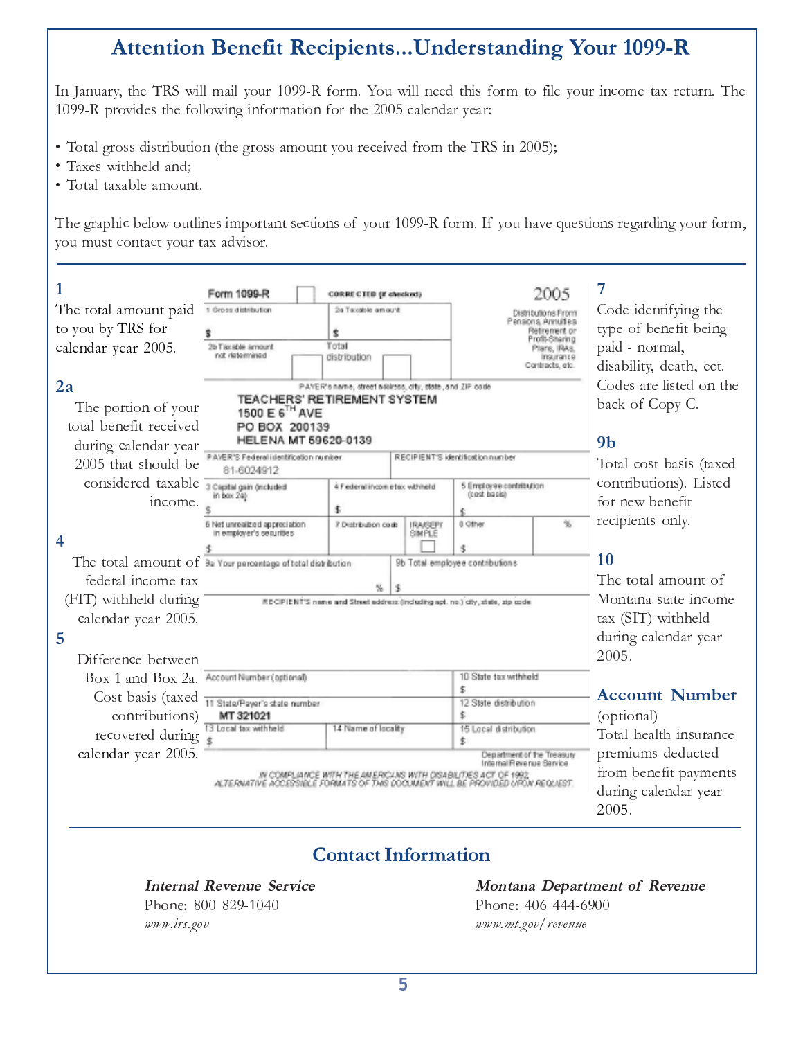# Attention Benefit Recipients...Understanding Your 1099-R

In January, the TRS will mail your 1099-R form. You will need this form to file your income tax return. The 1099-R provides the following information for the 2005 calendar year:

- Total gross distribution (the gross amount you received from the TRS in 2005);
- Taxes withheld and;
- Total taxable amount.

The graphic below outlines important sections of your 1099-R form. If you have questions regarding your form, you must contact your tax advisor.

**1**
The total amount paid to you by TRS for calendar year 2005.

**2a**
The portion of your total benefit received during calendar year 2005 that should be considered taxable income.

**4**
The total amount of federal income tax (FIT) withheld during calendar year 2005.

**5**
Difference between Box 1 and Box 2a. Cost basis (taxed contributions) recovered during calendar year 2005.

Form 1099-R — CORRECTED (if checked) — 2005

Distributions From Pensions, Annuities, Retirement or Profit-Sharing Plans, IRAs, Insurance Contracts, etc.

| | |
|---|---|
| 1 Gross distribution $ | 2a Taxable amount $ |
| 2b Taxable amount not determined | Total distribution |
| PAYER'S name, street address, city, state, and ZIP code: TEACHERS' RETIREMENT SYSTEM, 1500 E 6TH AVE, PO BOX 200139, HELENA MT 59620-0139 | |
| PAYER'S Federal identification number 81-6024912 | RECIPIENT'S identification number |
| 3 Capital gain (included in box 2a) $ | 4 Federal income tax withheld $ |
| 5 Employee contribution (cost basis) $ | 6 Net unrealized appreciation in employer's securities $ |
| 7 Distribution code | IRA/SEP/SIMPLE |
| 8 Other % $ | 9a Your percentage of total distribution % |
| 9b Total employee contributions $ | |
| RECIPIENT'S name and Street address (including apt. no.) city, state, zip code | |
| Account Number (optional) | 10 State tax withheld $ |
| 11 State/Payer's state number MT 321021 | 12 State distribution $ |
| 13 Local tax withheld $ | 14 Name of locality |
| 15 Local distribution $ | Department of the Treasury Internal Revenue Service |

IN COMPLIANCE WITH THE AMERICANS WITH DISABILITIES ACT OF 1992, ALTERNATIVE ACCESSIBLE FORMATS OF THIS DOCUMENT WILL BE PROVIDED UPON REQUEST.

**7**
Code identifying the type of benefit being paid - normal, disability, death, ect. Codes are listed on the back of Copy C.

**9b**
Total cost basis (taxed contributions). Listed for new benefit recipients only.

**10**
The total amount of Montana state income tax (SIT) withheld during calendar year 2005.

**Account Number**
(optional)
Total health insurance premiums deducted from benefit payments during calendar year 2005.

## Contact Information

***Internal Revenue Service***
Phone: 800 829-1040
*www.irs.gov*

***Montana Department of Revenue***
Phone: 406 444-6900
*www.mt.gov/revenue*